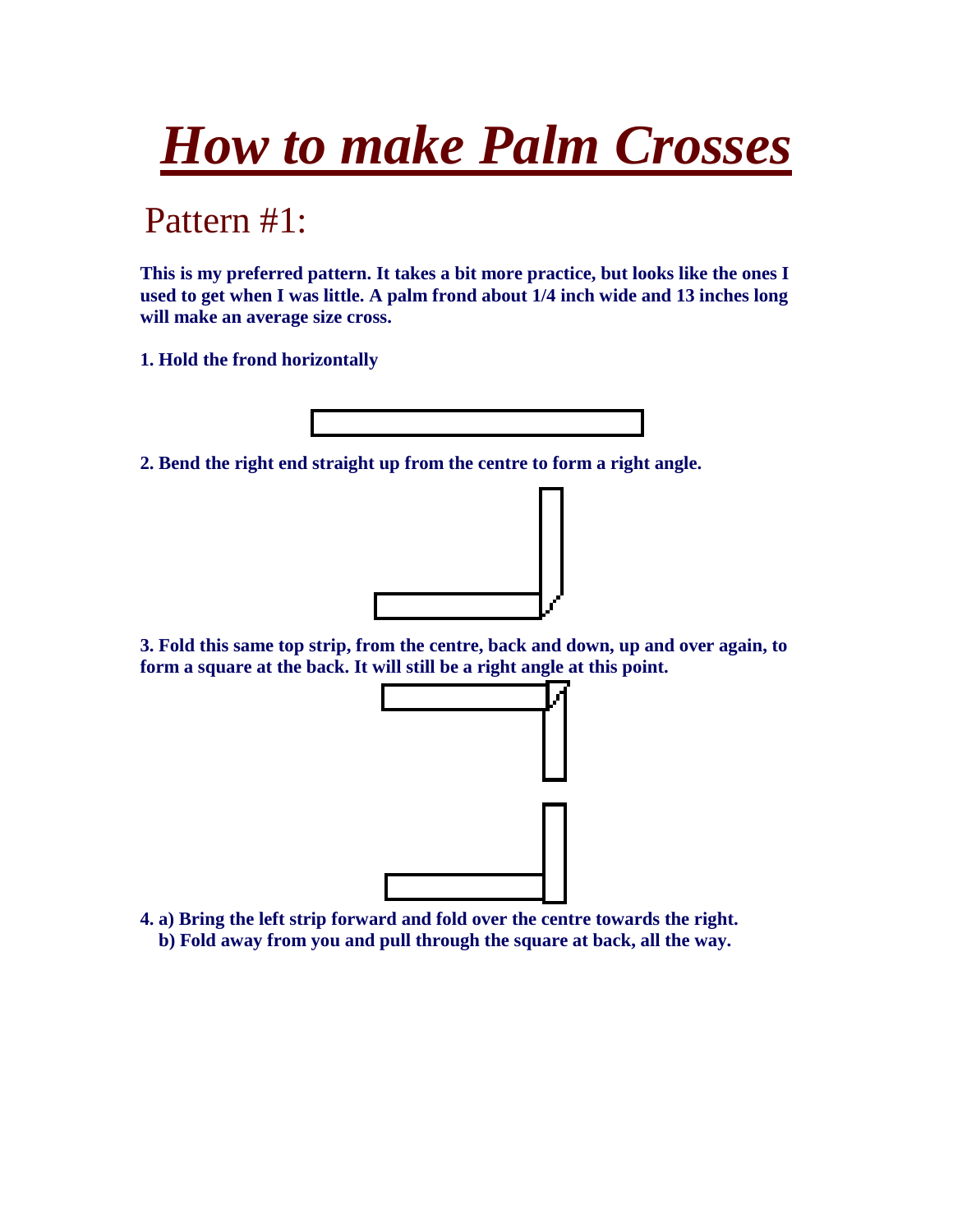# *How to make Palm Crosses*

## Pattern #1:

**This is my preferred pattern. It takes a bit more practice, but looks like the ones I used to get when I was little. A palm frond about 1/4 inch wide and 13 inches long will make an average size cross.**

**1. Hold the frond horizontally**

**2. Bend the right end straight up from the centre to form a right angle.**

**3. Fold this same top strip, from the centre, back and down, up and over again, to form a square at the back. It will still be a right angle at this point.**

**4. a) Bring the left strip forward and fold over the centre towards the right.**
**b) Fold away from you and pull through the square at back, all the way.**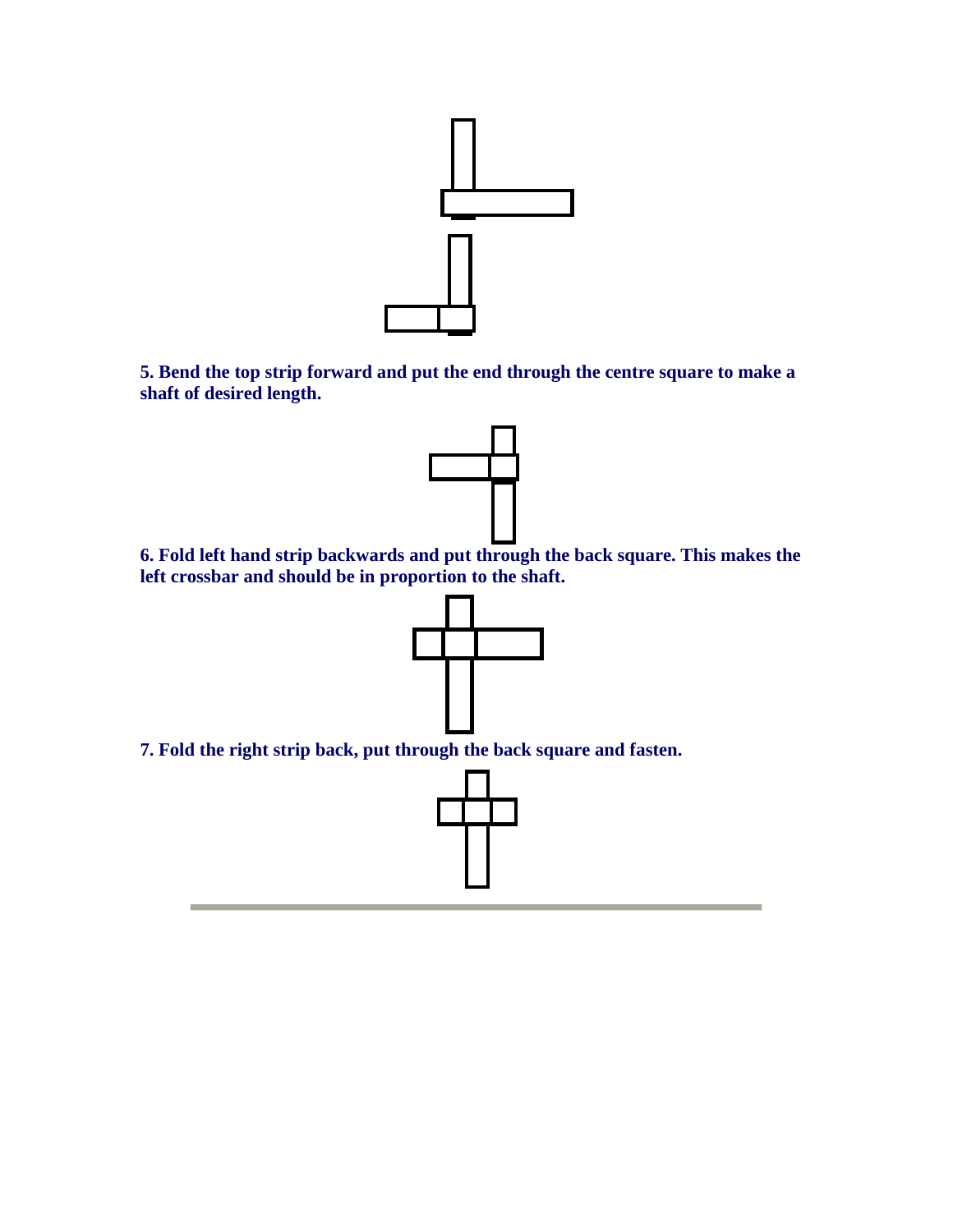**5. Bend the top strip forward and put the end through the centre square to make a shaft of desired length.**

**6. Fold left hand strip backwards and put through the back square. This makes the left crossbar and should be in proportion to the shaft.**

**7. Fold the right strip back, put through the back square and fasten.**

---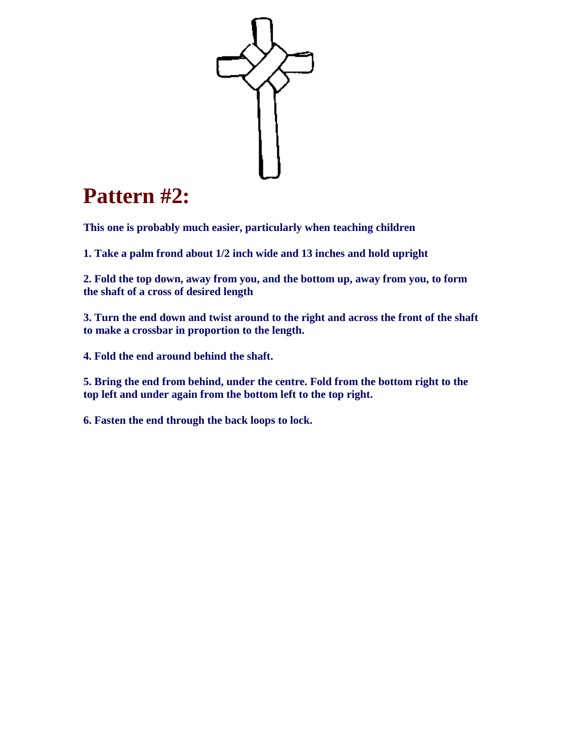# Pattern #2:

**This one is probably much easier, particularly when teaching children**

**1. Take a palm frond about 1/2 inch wide and 13 inches and hold upright**

**2. Fold the top down, away from you, and the bottom up, away from you, to form the shaft of a cross of desired length**

**3. Turn the end down and twist around to the right and across the front of the shaft to make a crossbar in proportion to the length.**

**4. Fold the end around behind the shaft.**

**5. Bring the end from behind, under the centre. Fold from the bottom right to the top left and under again from the bottom left to the top right.**

**6. Fasten the end through the back loops to lock.**